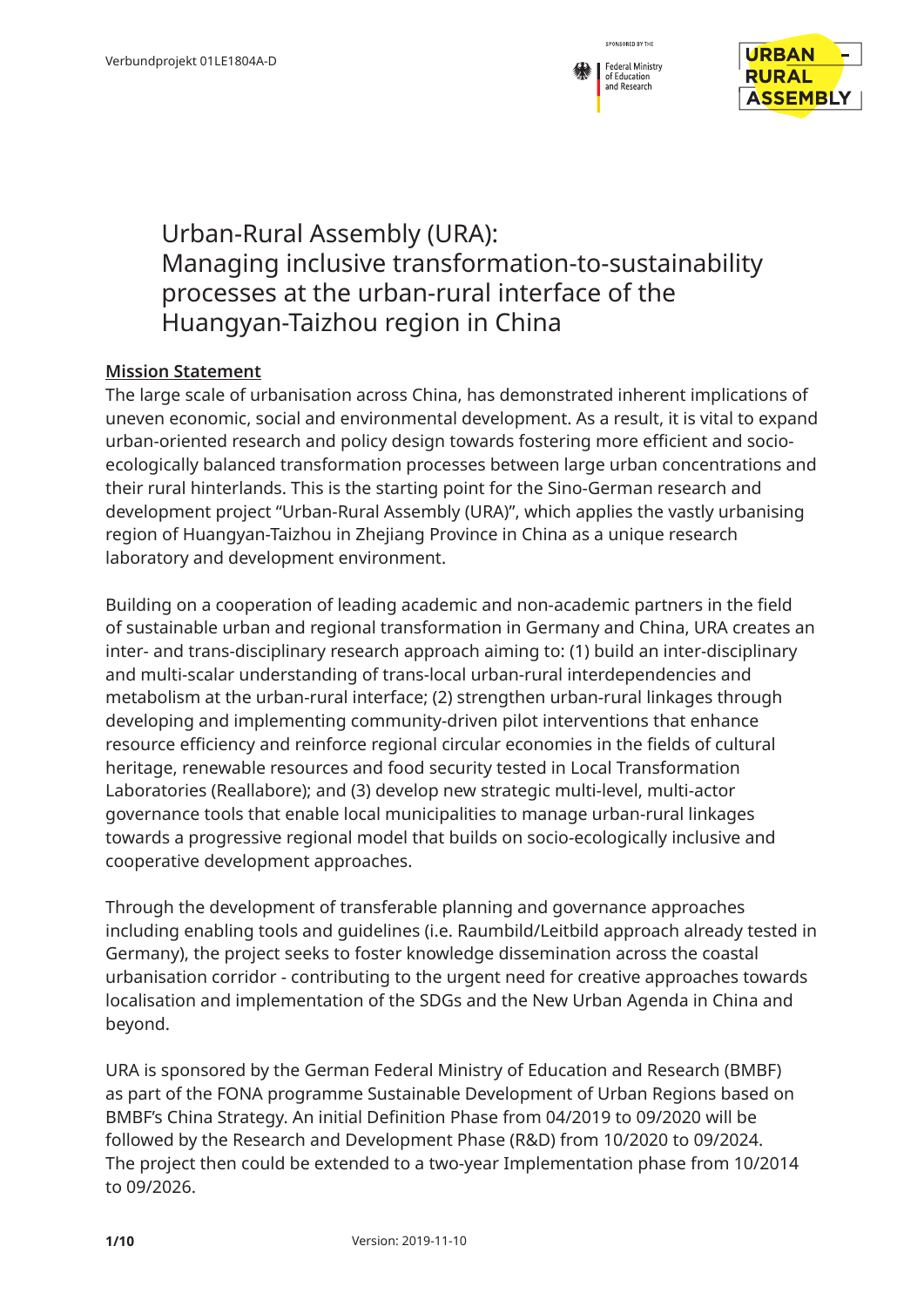# Urban-Rural Assembly (URA): Managing inclusive transformation-to-sustainability processes at the urban-rural interface of the Huangyan-Taizhou region in China

## Mission Statement

The large scale of urbanisation across China, has demonstrated inherent implications of uneven economic, social and environmental development. As a result, it is vital to expand urban-oriented research and policy design towards fostering more efficient and socio-ecologically balanced transformation processes between large urban concentrations and their rural hinterlands. This is the starting point for the Sino-German research and development project "Urban-Rural Assembly (URA)", which applies the vastly urbanising region of Huangyan-Taizhou in Zhejiang Province in China as a unique research laboratory and development environment.

Building on a cooperation of leading academic and non-academic partners in the field of sustainable urban and regional transformation in Germany and China, URA creates an inter- and trans-disciplinary research approach aiming to: (1) build an inter-disciplinary and multi-scalar understanding of trans-local urban-rural interdependencies and metabolism at the urban-rural interface; (2) strengthen urban-rural linkages through developing and implementing community-driven pilot interventions that enhance resource efficiency and reinforce regional circular economies in the fields of cultural heritage, renewable resources and food security tested in Local Transformation Laboratories (Reallabore); and (3) develop new strategic multi-level, multi-actor governance tools that enable local municipalities to manage urban-rural linkages towards a progressive regional model that builds on socio-ecologically inclusive and cooperative development approaches.

Through the development of transferable planning and governance approaches including enabling tools and guidelines (i.e. Raumbild/Leitbild approach already tested in Germany), the project seeks to foster knowledge dissemination across the coastal urbanisation corridor - contributing to the urgent need for creative approaches towards localisation and implementation of the SDGs and the New Urban Agenda in China and beyond.

URA is sponsored by the German Federal Ministry of Education and Research (BMBF) as part of the FONA programme Sustainable Development of Urban Regions based on BMBF's China Strategy. An initial Definition Phase from 04/2019 to 09/2020 will be followed by the Research and Development Phase (R&D) from 10/2020 to 09/2024. The project then could be extended to a two-year Implementation phase from 10/2014 to 09/2026.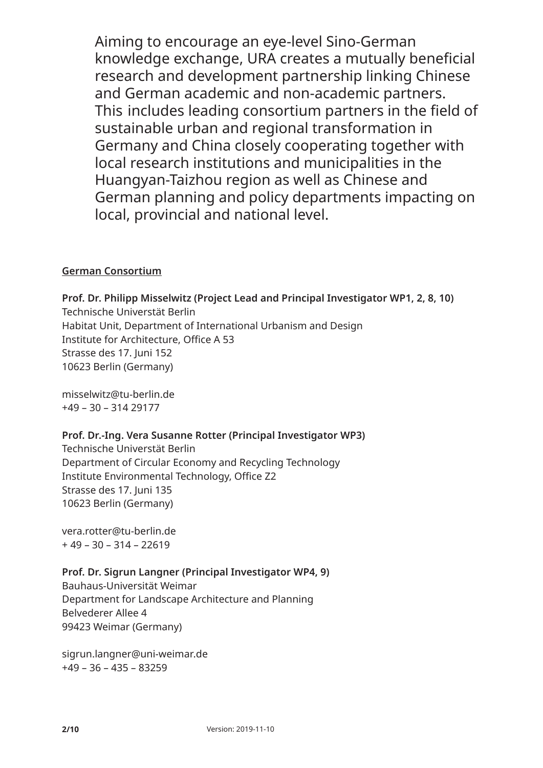Aiming to encourage an eye-level Sino-German knowledge exchange, URA creates a mutually beneficial research and development partnership linking Chinese and German academic and non-academic partners. This includes leading consortium partners in the field of sustainable urban and regional transformation in Germany and China closely cooperating together with local research institutions and municipalities in the Huangyan-Taizhou region as well as Chinese and German planning and policy departments impacting on local, provincial and national level.

<u>**German Consortium**</u>

**Prof. Dr. Philipp Misselwitz (Project Lead and Principal Investigator WP1, 2, 8, 10)**
Technische Universtät Berlin
Habitat Unit, Department of International Urbanism and Design
Institute for Architecture, Office A 53
Strasse des 17. Juni 152
10623 Berlin (Germany)

misselwitz@tu-berlin.de
+49 – 30 – 314 29177

**Prof. Dr.-Ing. Vera Susanne Rotter (Principal Investigator WP3)**
Technische Universtät Berlin
Department of Circular Economy and Recycling Technology
Institute Environmental Technology, Office Z2
Strasse des 17. Juni 135
10623 Berlin (Germany)

vera.rotter@tu-berlin.de
+ 49 – 30 – 314 – 22619

**Prof. Dr. Sigrun Langner (Principal Investigator WP4, 9)**
Bauhaus-Universität Weimar
Department for Landscape Architecture and Planning
Belvederer Allee 4
99423 Weimar (Germany)

sigrun.langner@uni-weimar.de
+49 – 36 – 435 – 83259

Version: 2019-11-10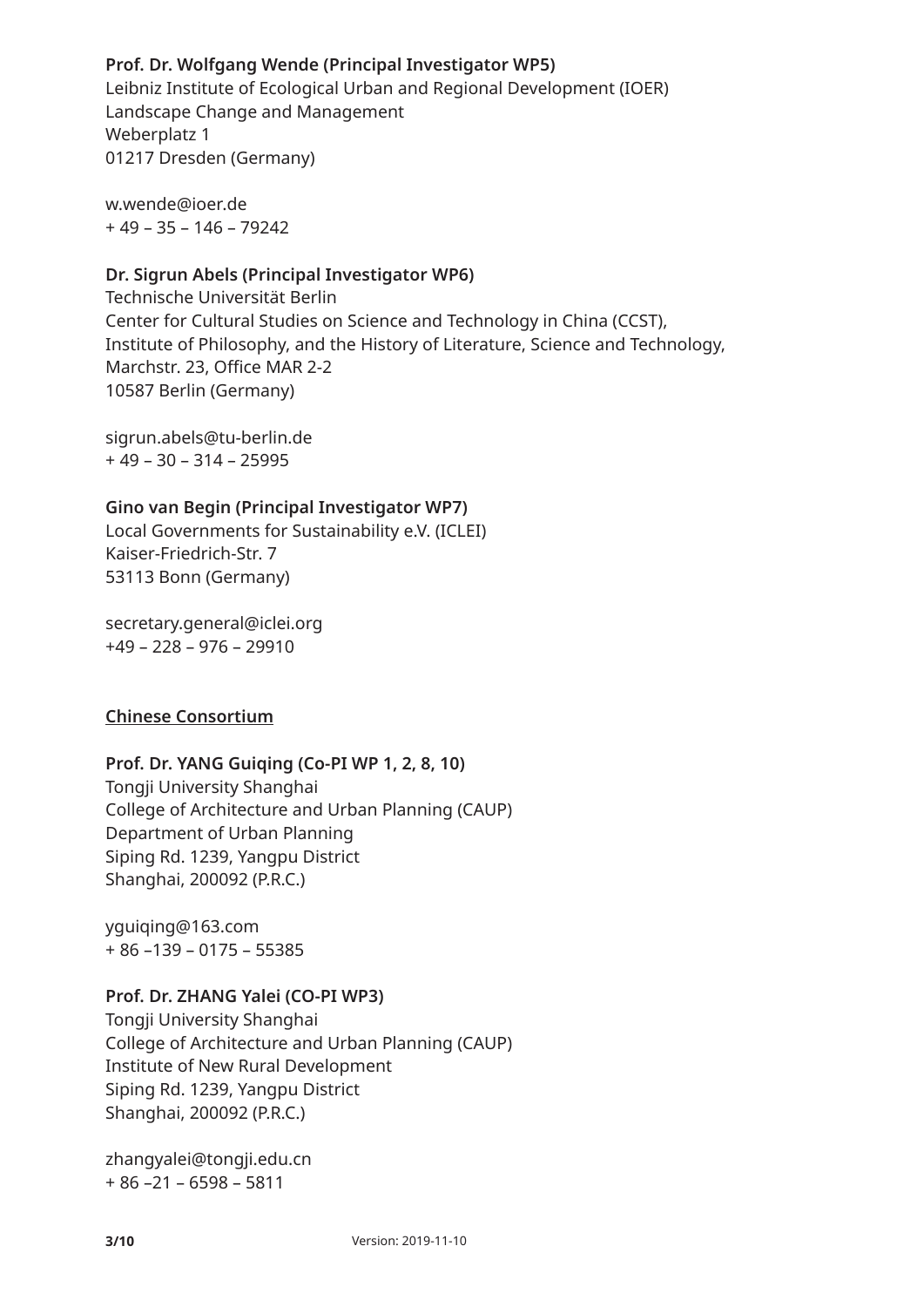**Prof. Dr. Wolfgang Wende (Principal Investigator WP5)**
Leibniz Institute of Ecological Urban and Regional Development (IOER)
Landscape Change and Management
Weberplatz 1
01217 Dresden (Germany)

w.wende@ioer.de
+ 49 – 35 – 146 – 79242

**Dr. Sigrun Abels (Principal Investigator WP6)**
Technische Universität Berlin
Center for Cultural Studies on Science and Technology in China (CCST),
Institute of Philosophy, and the History of Literature, Science and Technology,
Marchstr. 23, Office MAR 2-2
10587 Berlin (Germany)

sigrun.abels@tu-berlin.de
+ 49 – 30 – 314 – 25995

**Gino van Begin (Principal Investigator WP7)**
Local Governments for Sustainability e.V. (ICLEI)
Kaiser-Friedrich-Str. 7
53113 Bonn (Germany)

secretary.general@iclei.org
+49 – 228 – 976 – 29910

**Chinese Consortium**

**Prof. Dr. YANG Guiqing (Co-PI WP 1, 2, 8, 10)**
Tongji University Shanghai
College of Architecture and Urban Planning (CAUP)
Department of Urban Planning
Siping Rd. 1239, Yangpu District
Shanghai, 200092 (P.R.C.)

yguiqing@163.com
+ 86 –139 – 0175 – 55385

**Prof. Dr. ZHANG Yalei (CO-PI WP3)**
Tongji University Shanghai
College of Architecture and Urban Planning (CAUP)
Institute of New Rural Development
Siping Rd. 1239, Yangpu District
Shanghai, 200092 (P.R.C.)

zhangyalei@tongji.edu.cn
+ 86 –21 – 6598 – 5811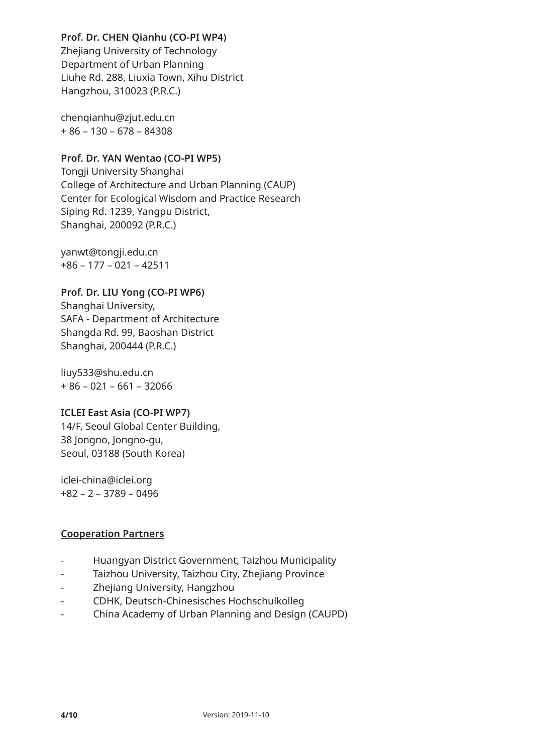**Prof. Dr. CHEN Qianhu (CO-PI WP4)**
Zhejiang University of Technology
Department of Urban Planning
Liuhe Rd. 288, Liuxia Town, Xihu District
Hangzhou, 310023 (P.R.C.)

chenqianhu@zjut.edu.cn
+ 86 – 130 – 678 – 84308

**Prof. Dr. YAN Wentao (CO-PI WP5)**
Tongji University Shanghai
College of Architecture and Urban Planning (CAUP)
Center for Ecological Wisdom and Practice Research
Siping Rd. 1239, Yangpu District,
Shanghai, 200092 (P.R.C.)

yanwt@tongji.edu.cn
+86 – 177 – 021 – 42511

**Prof. Dr. LIU Yong (CO-PI WP6)**
Shanghai University,
SAFA - Department of Architecture
Shangda Rd. 99, Baoshan District
Shanghai, 200444 (P.R.C.)

liuy533@shu.edu.cn
+ 86 – 021 – 661 – 32066

**ICLEI East Asia (CO-PI WP7)**
14/F, Seoul Global Center Building,
38 Jongno, Jongno-gu,
Seoul, 03188 (South Korea)

iclei-china@iclei.org
+82 – 2 – 3789 – 0496

**Cooperation Partners**

- Huangyan District Government, Taizhou Municipality
- Taizhou University, Taizhou City, Zhejiang Province
- Zhejiang University, Hangzhou
- CDHK, Deutsch-Chinesisches Hochschulkolleg
- China Academy of Urban Planning and Design (CAUPD)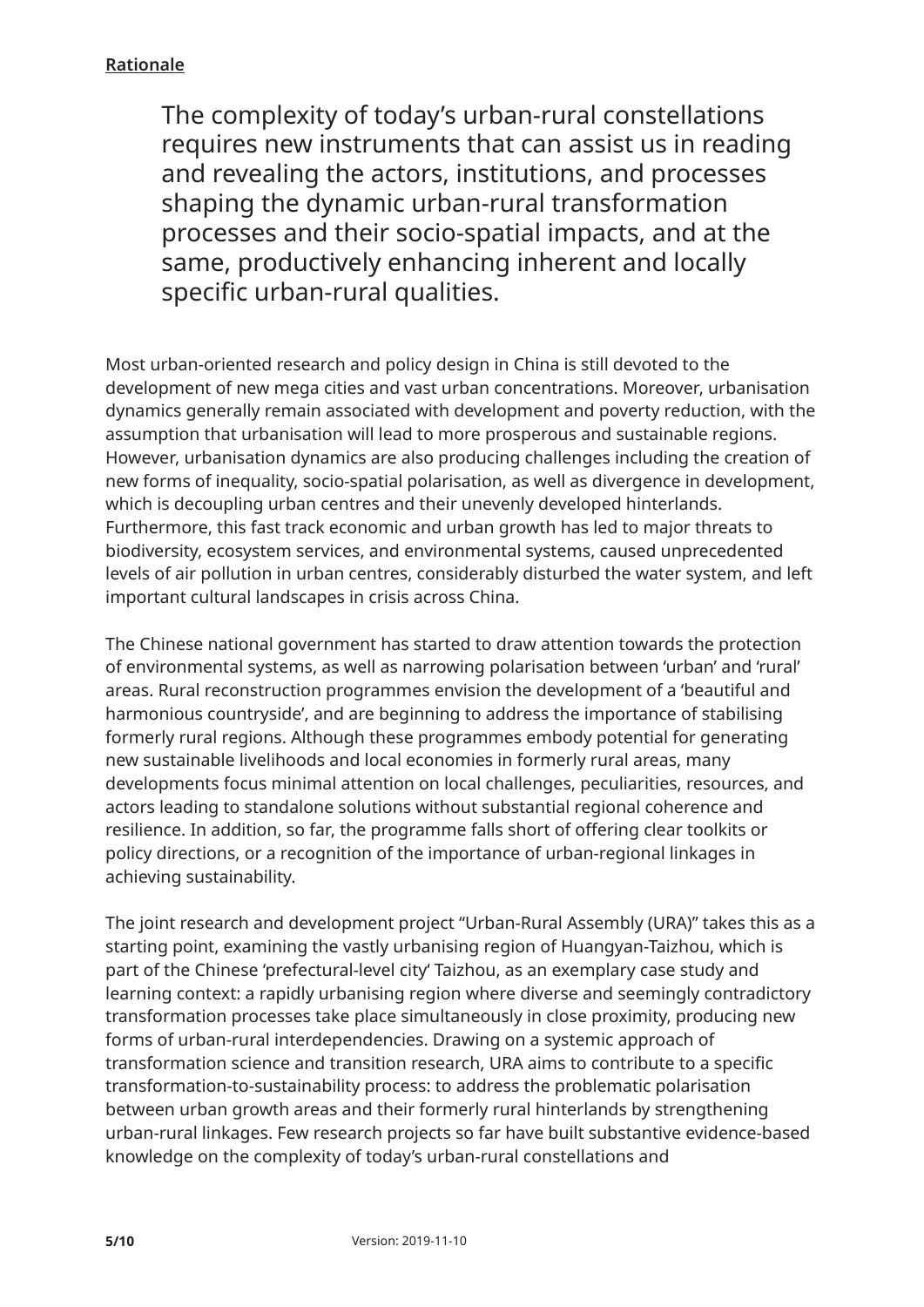**Rationale**

> The complexity of today's urban-rural constellations requires new instruments that can assist us in reading and revealing the actors, institutions, and processes shaping the dynamic urban-rural transformation processes and their socio-spatial impacts, and at the same, productively enhancing inherent and locally specific urban-rural qualities.

Most urban-oriented research and policy design in China is still devoted to the development of new mega cities and vast urban concentrations. Moreover, urbanisation dynamics generally remain associated with development and poverty reduction, with the assumption that urbanisation will lead to more prosperous and sustainable regions. However, urbanisation dynamics are also producing challenges including the creation of new forms of inequality, socio-spatial polarisation, as well as divergence in development, which is decoupling urban centres and their unevenly developed hinterlands. Furthermore, this fast track economic and urban growth has led to major threats to biodiversity, ecosystem services, and environmental systems, caused unprecedented levels of air pollution in urban centres, considerably disturbed the water system, and left important cultural landscapes in crisis across China.

The Chinese national government has started to draw attention towards the protection of environmental systems, as well as narrowing polarisation between 'urban' and 'rural' areas. Rural reconstruction programmes envision the development of a 'beautiful and harmonious countryside', and are beginning to address the importance of stabilising formerly rural regions. Although these programmes embody potential for generating new sustainable livelihoods and local economies in formerly rural areas, many developments focus minimal attention on local challenges, peculiarities, resources, and actors leading to standalone solutions without substantial regional coherence and resilience. In addition, so far, the programme falls short of offering clear toolkits or policy directions, or a recognition of the importance of urban-regional linkages in achieving sustainability.

The joint research and development project "Urban-Rural Assembly (URA)" takes this as a starting point, examining the vastly urbanising region of Huangyan-Taizhou, which is part of the Chinese 'prefectural-level city' Taizhou, as an exemplary case study and learning context: a rapidly urbanising region where diverse and seemingly contradictory transformation processes take place simultaneously in close proximity, producing new forms of urban-rural interdependencies. Drawing on a systemic approach of transformation science and transition research, URA aims to contribute to a specific transformation-to-sustainability process: to address the problematic polarisation between urban growth areas and their formerly rural hinterlands by strengthening urban-rural linkages. Few research projects so far have built substantive evidence-based knowledge on the complexity of today's urban-rural constellations and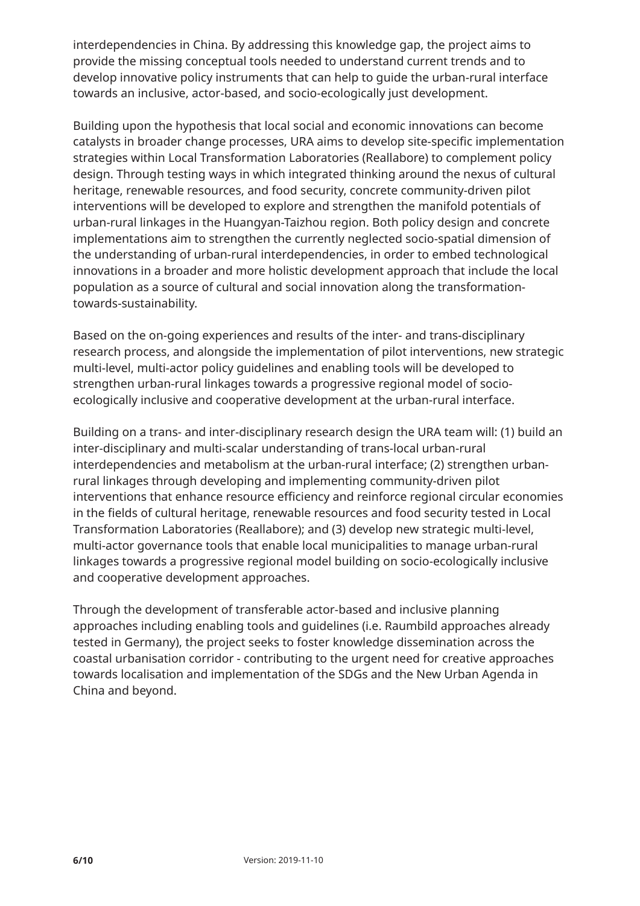interdependencies in China. By addressing this knowledge gap, the project aims to provide the missing conceptual tools needed to understand current trends and to develop innovative policy instruments that can help to guide the urban-rural interface towards an inclusive, actor-based, and socio-ecologically just development.

Building upon the hypothesis that local social and economic innovations can become catalysts in broader change processes, URA aims to develop site-specific implementation strategies within Local Transformation Laboratories (Reallabore) to complement policy design. Through testing ways in which integrated thinking around the nexus of cultural heritage, renewable resources, and food security, concrete community-driven pilot interventions will be developed to explore and strengthen the manifold potentials of urban-rural linkages in the Huangyan-Taizhou region. Both policy design and concrete implementations aim to strengthen the currently neglected socio-spatial dimension of the understanding of urban-rural interdependencies, in order to embed technological innovations in a broader and more holistic development approach that include the local population as a source of cultural and social innovation along the transformation-towards-sustainability.

Based on the on-going experiences and results of the inter- and trans-disciplinary research process, and alongside the implementation of pilot interventions, new strategic multi-level, multi-actor policy guidelines and enabling tools will be developed to strengthen urban-rural linkages towards a progressive regional model of socio-ecologically inclusive and cooperative development at the urban-rural interface.

Building on a trans- and inter-disciplinary research design the URA team will: (1) build an inter-disciplinary and multi-scalar understanding of trans-local urban-rural interdependencies and metabolism at the urban-rural interface; (2) strengthen urban-rural linkages through developing and implementing community-driven pilot interventions that enhance resource efficiency and reinforce regional circular economies in the fields of cultural heritage, renewable resources and food security tested in Local Transformation Laboratories (Reallabore); and (3) develop new strategic multi-level, multi-actor governance tools that enable local municipalities to manage urban-rural linkages towards a progressive regional model building on socio-ecologically inclusive and cooperative development approaches.

Through the development of transferable actor-based and inclusive planning approaches including enabling tools and guidelines (i.e. Raumbild approaches already tested in Germany), the project seeks to foster knowledge dissemination across the coastal urbanisation corridor - contributing to the urgent need for creative approaches towards localisation and implementation of the SDGs and the New Urban Agenda in China and beyond.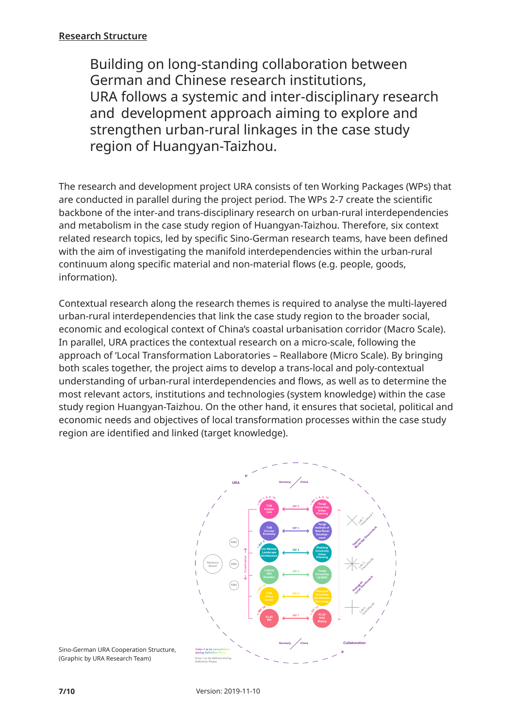## Research Structure

Building on long-standing collaboration between German and Chinese research institutions, URA follows a systemic and inter-disciplinary research and development approach aiming to explore and strengthen urban-rural linkages in the case study region of Huangyan-Taizhou.

The research and development project URA consists of ten Working Packages (WPs) that are conducted in parallel during the project period. The WPs 2-7 create the scientific backbone of the inter-and trans-disciplinary research on urban-rural interdependencies and metabolism in the case study region of Huangyan-Taizhou. Therefore, six context related research topics, led by specific Sino-German research teams, have been defined with the aim of investigating the manifold interdependencies within the urban-rural continuum along specific material and non-material flows (e.g. people, goods, information).

Contextual research along the research themes is required to analyse the multi-layered urban-rural interdependencies that link the case study region to the broader social, economic and ecological context of China's coastal urbanisation corridor (Macro Scale). In parallel, URA practices the contextual research on a micro-scale, following the approach of 'Local Transformation Laboratories – Reallabore (Micro Scale). By bringing both scales together, the project aims to develop a trans-local and poly-contextual understanding of urban-rural interdependencies and flows, as well as to determine the most relevant actors, institutions and technologies (system knowledge) within the case study region Huangyan-Taizhou. On the other hand, it ensures that societal, political and economic needs and objectives of local transformation processes within the case study region are identified and linked (target knowledge).

Sino-German URA Cooperation Structure, (Graphic by URA Research Team)

Version: 2019-11-10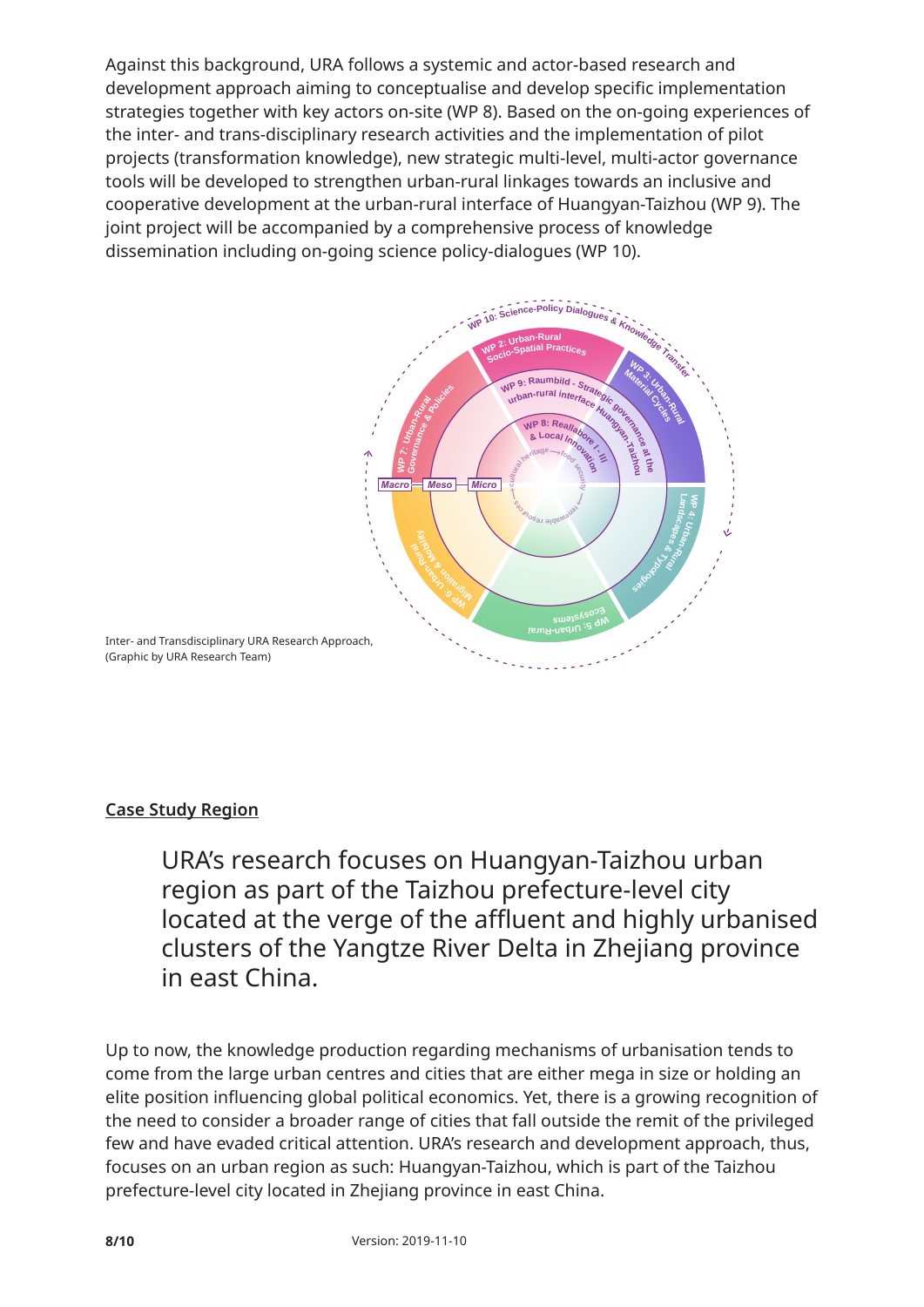Against this background, URA follows a systemic and actor-based research and development approach aiming to conceptualise and develop specific implementation strategies together with key actors on-site (WP 8). Based on the on-going experiences of the inter- and trans-disciplinary research activities and the implementation of pilot projects (transformation knowledge), new strategic multi-level, multi-actor governance tools will be developed to strengthen urban-rural linkages towards an inclusive and cooperative development at the urban-rural interface of Huangyan-Taizhou (WP 9). The joint project will be accompanied by a comprehensive process of knowledge dissemination including on-going science policy-dialogues (WP 10).

Inter- and Transdisciplinary URA Research Approach, (Graphic by URA Research Team)

## Case Study Region

URA's research focuses on Huangyan-Taizhou urban region as part of the Taizhou prefecture-level city located at the verge of the affluent and highly urbanised clusters of the Yangtze River Delta in Zhejiang province in east China.

Up to now, the knowledge production regarding mechanisms of urbanisation tends to come from the large urban centres and cities that are either mega in size or holding an elite position influencing global political economics. Yet, there is a growing recognition of the need to consider a broader range of cities that fall outside the remit of the privileged few and have evaded critical attention. URA's research and development approach, thus, focuses on an urban region as such: Huangyan-Taizhou, which is part of the Taizhou prefecture-level city located in Zhejiang province in east China.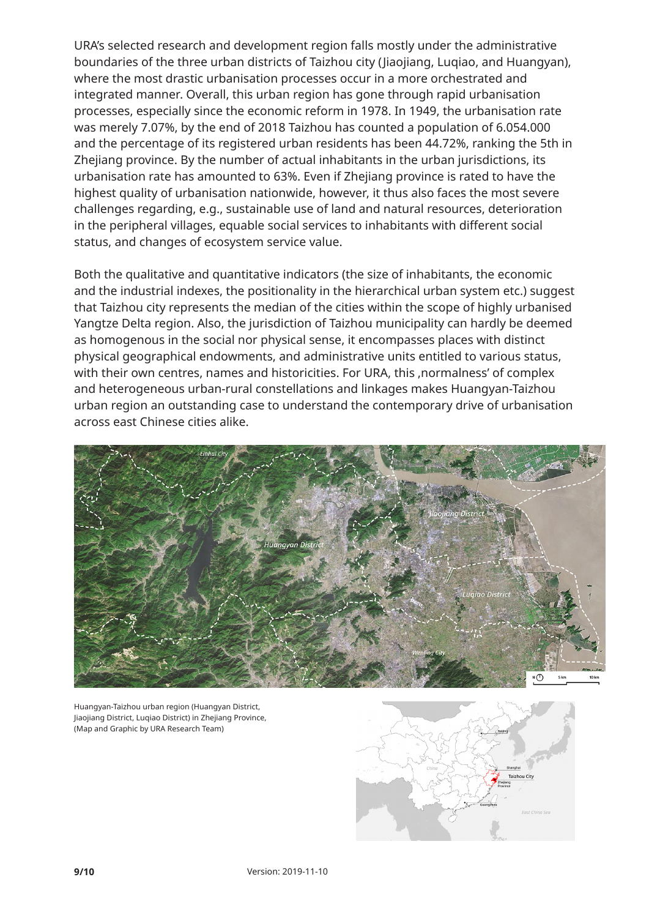URA's selected research and development region falls mostly under the administrative boundaries of the three urban districts of Taizhou city (Jiaojiang, Luqiao, and Huangyan), where the most drastic urbanisation processes occur in a more orchestrated and integrated manner. Overall, this urban region has gone through rapid urbanisation processes, especially since the economic reform in 1978. In 1949, the urbanisation rate was merely 7.07%, by the end of 2018 Taizhou has counted a population of 6.054.000 and the percentage of its registered urban residents has been 44.72%, ranking the 5th in Zhejiang province. By the number of actual inhabitants in the urban jurisdictions, its urbanisation rate has amounted to 63%. Even if Zhejiang province is rated to have the highest quality of urbanisation nationwide, however, it thus also faces the most severe challenges regarding, e.g., sustainable use of land and natural resources, deterioration in the peripheral villages, equable social services to inhabitants with different social status, and changes of ecosystem service value.

Both the qualitative and quantitative indicators (the size of inhabitants, the economic and the industrial indexes, the positionality in the hierarchical urban system etc.) suggest that Taizhou city represents the median of the cities within the scope of highly urbanised Yangtze Delta region. Also, the jurisdiction of Taizhou municipality can hardly be deemed as homogenous in the social nor physical sense, it encompasses places with distinct physical geographical endowments, and administrative units entitled to various status, with their own centres, names and historicities. For URA, this ‚normalness' of complex and heterogeneous urban-rural constellations and linkages makes Huangyan-Taizhou urban region an outstanding case to understand the contemporary drive of urbanisation across east Chinese cities alike.

Huangyan-Taizhou urban region (Huangyan District, Jiaojiang District, Luqiao District) in Zhejiang Province, (Map and Graphic by URA Research Team)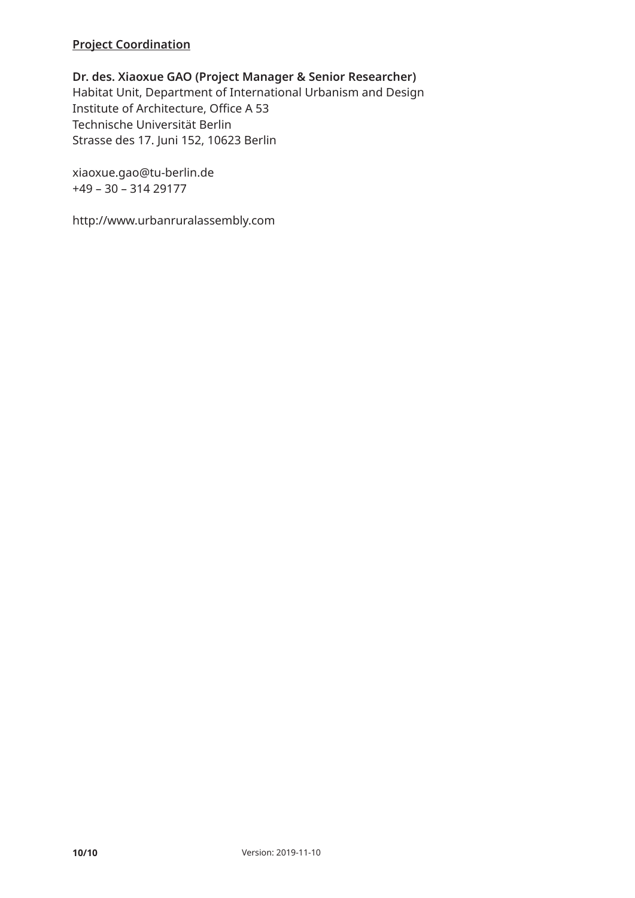**Project Coordination**

**Dr. des. Xiaoxue GAO (Project Manager & Senior Researcher)**
Habitat Unit, Department of International Urbanism and Design
Institute of Architecture, Office A 53
Technische Universität Berlin
Strasse des 17. Juni 152, 10623 Berlin

xiaoxue.gao@tu-berlin.de
+49 – 30 – 314 29177

http://www.urbanruralassembly.com

Version: 2019-11-10